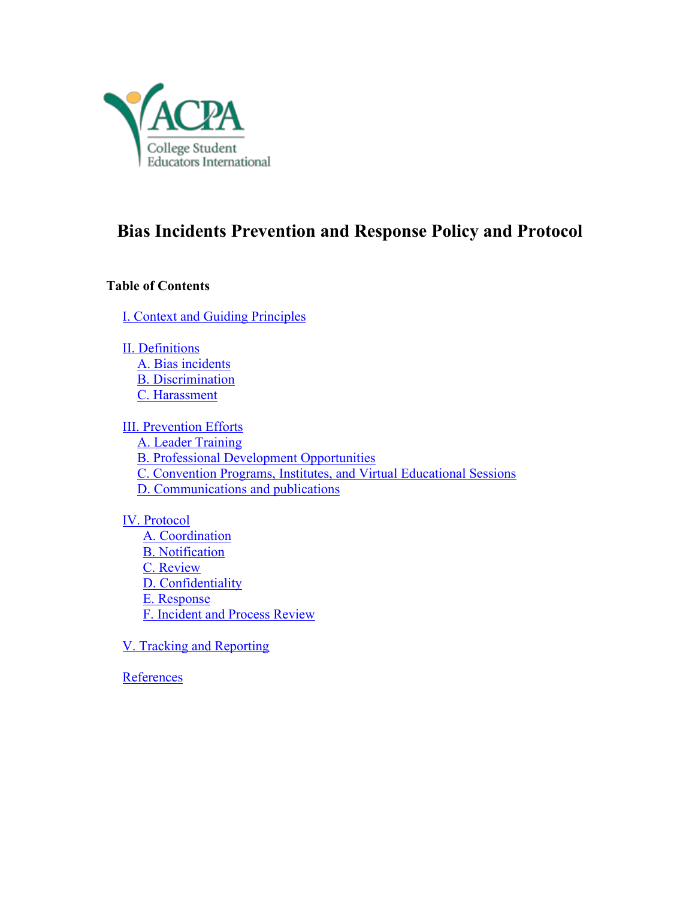ACPA College Student Educators International

# Bias Incidents Prevention and Response Policy and Protocol

**Table of Contents**

I. Context and Guiding Principles

II. Definitions
- A. Bias incidents
- B. Discrimination
- C. Harassment

III. Prevention Efforts
- A. Leader Training
- B. Professional Development Opportunities
- C. Convention Programs, Institutes, and Virtual Educational Sessions
- D. Communications and publications

IV. Protocol
- A. Coordination
- B. Notification
- C. Review
- D. Confidentiality
- E. Response
- F. Incident and Process Review

V. Tracking and Reporting

References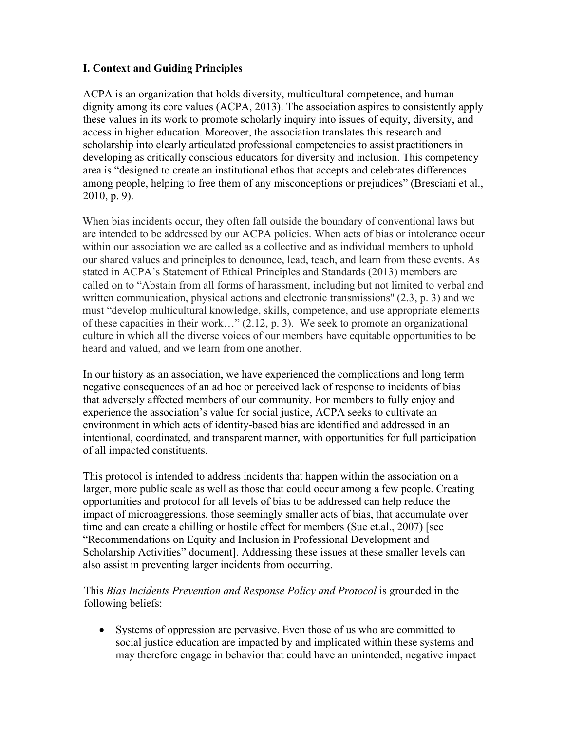## I. Context and Guiding Principles

ACPA is an organization that holds diversity, multicultural competence, and human dignity among its core values (ACPA, 2013). The association aspires to consistently apply these values in its work to promote scholarly inquiry into issues of equity, diversity, and access in higher education. Moreover, the association translates this research and scholarship into clearly articulated professional competencies to assist practitioners in developing as critically conscious educators for diversity and inclusion. This competency area is "designed to create an institutional ethos that accepts and celebrates differences among people, helping to free them of any misconceptions or prejudices" (Bresciani et al., 2010, p. 9).

When bias incidents occur, they often fall outside the boundary of conventional laws but are intended to be addressed by our ACPA policies. When acts of bias or intolerance occur within our association we are called as a collective and as individual members to uphold our shared values and principles to denounce, lead, teach, and learn from these events. As stated in ACPA's Statement of Ethical Principles and Standards (2013) members are called on to "Abstain from all forms of harassment, including but not limited to verbal and written communication, physical actions and electronic transmissions" (2.3, p. 3) and we must "develop multicultural knowledge, skills, competence, and use appropriate elements of these capacities in their work…" (2.12, p. 3). We seek to promote an organizational culture in which all the diverse voices of our members have equitable opportunities to be heard and valued, and we learn from one another.

In our history as an association, we have experienced the complications and long term negative consequences of an ad hoc or perceived lack of response to incidents of bias that adversely affected members of our community. For members to fully enjoy and experience the association's value for social justice, ACPA seeks to cultivate an environment in which acts of identity-based bias are identified and addressed in an intentional, coordinated, and transparent manner, with opportunities for full participation of all impacted constituents.

This protocol is intended to address incidents that happen within the association on a larger, more public scale as well as those that could occur among a few people. Creating opportunities and protocol for all levels of bias to be addressed can help reduce the impact of microaggressions, those seemingly smaller acts of bias, that accumulate over time and can create a chilling or hostile effect for members (Sue et.al., 2007) [see "Recommendations on Equity and Inclusion in Professional Development and Scholarship Activities" document]. Addressing these issues at these smaller levels can also assist in preventing larger incidents from occurring.

This *Bias Incidents Prevention and Response Policy and Protocol* is grounded in the following beliefs:

- Systems of oppression are pervasive. Even those of us who are committed to social justice education are impacted by and implicated within these systems and may therefore engage in behavior that could have an unintended, negative impact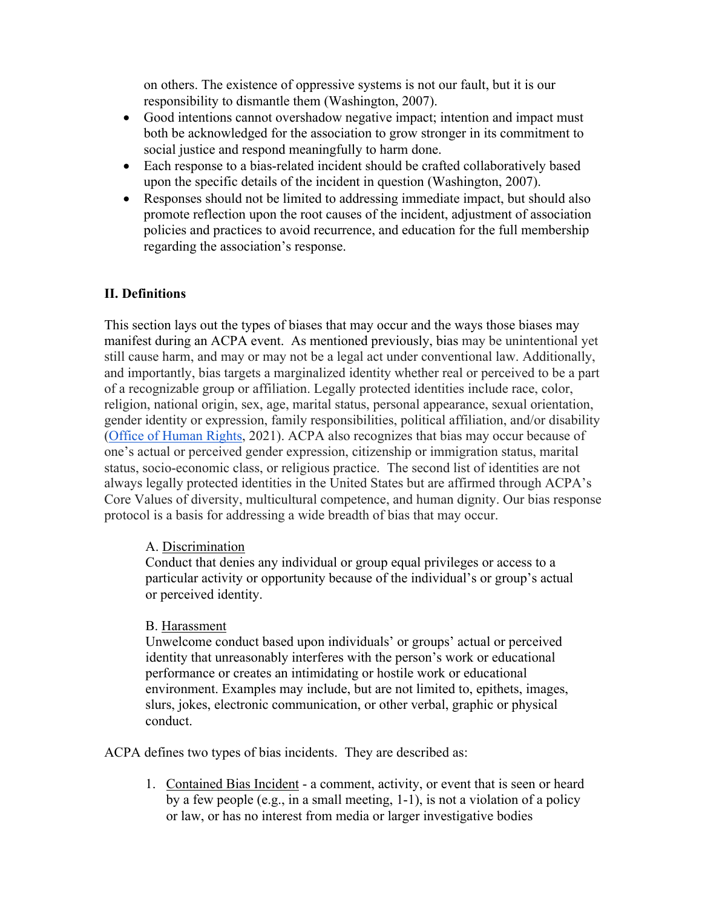on others. The existence of oppressive systems is not our fault, but it is our responsibility to dismantle them (Washington, 2007).

- Good intentions cannot overshadow negative impact; intention and impact must both be acknowledged for the association to grow stronger in its commitment to social justice and respond meaningfully to harm done.
- Each response to a bias-related incident should be crafted collaboratively based upon the specific details of the incident in question (Washington, 2007).
- Responses should not be limited to addressing immediate impact, but should also promote reflection upon the root causes of the incident, adjustment of association policies and practices to avoid recurrence, and education for the full membership regarding the association's response.

## II. Definitions

This section lays out the types of biases that may occur and the ways those biases may manifest during an ACPA event. As mentioned previously, bias may be unintentional yet still cause harm, and may or may not be a legal act under conventional law. Additionally, and importantly, bias targets a marginalized identity whether real or perceived to be a part of a recognizable group or affiliation. Legally protected identities include race, color, religion, national origin, sex, age, marital status, personal appearance, sexual orientation, gender identity or expression, family responsibilities, political affiliation, and/or disability (Office of Human Rights, 2021). ACPA also recognizes that bias may occur because of one's actual or perceived gender expression, citizenship or immigration status, marital status, socio-economic class, or religious practice. The second list of identities are not always legally protected identities in the United States but are affirmed through ACPA's Core Values of diversity, multicultural competence, and human dignity. Our bias response protocol is a basis for addressing a wide breadth of bias that may occur.

A. Discrimination

Conduct that denies any individual or group equal privileges or access to a particular activity or opportunity because of the individual's or group's actual or perceived identity.

B. Harassment

Unwelcome conduct based upon individuals' or groups' actual or perceived identity that unreasonably interferes with the person's work or educational performance or creates an intimidating or hostile work or educational environment. Examples may include, but are not limited to, epithets, images, slurs, jokes, electronic communication, or other verbal, graphic or physical conduct.

ACPA defines two types of bias incidents. They are described as:

1. Contained Bias Incident - a comment, activity, or event that is seen or heard by a few people (e.g., in a small meeting, 1-1), is not a violation of a policy or law, or has no interest from media or larger investigative bodies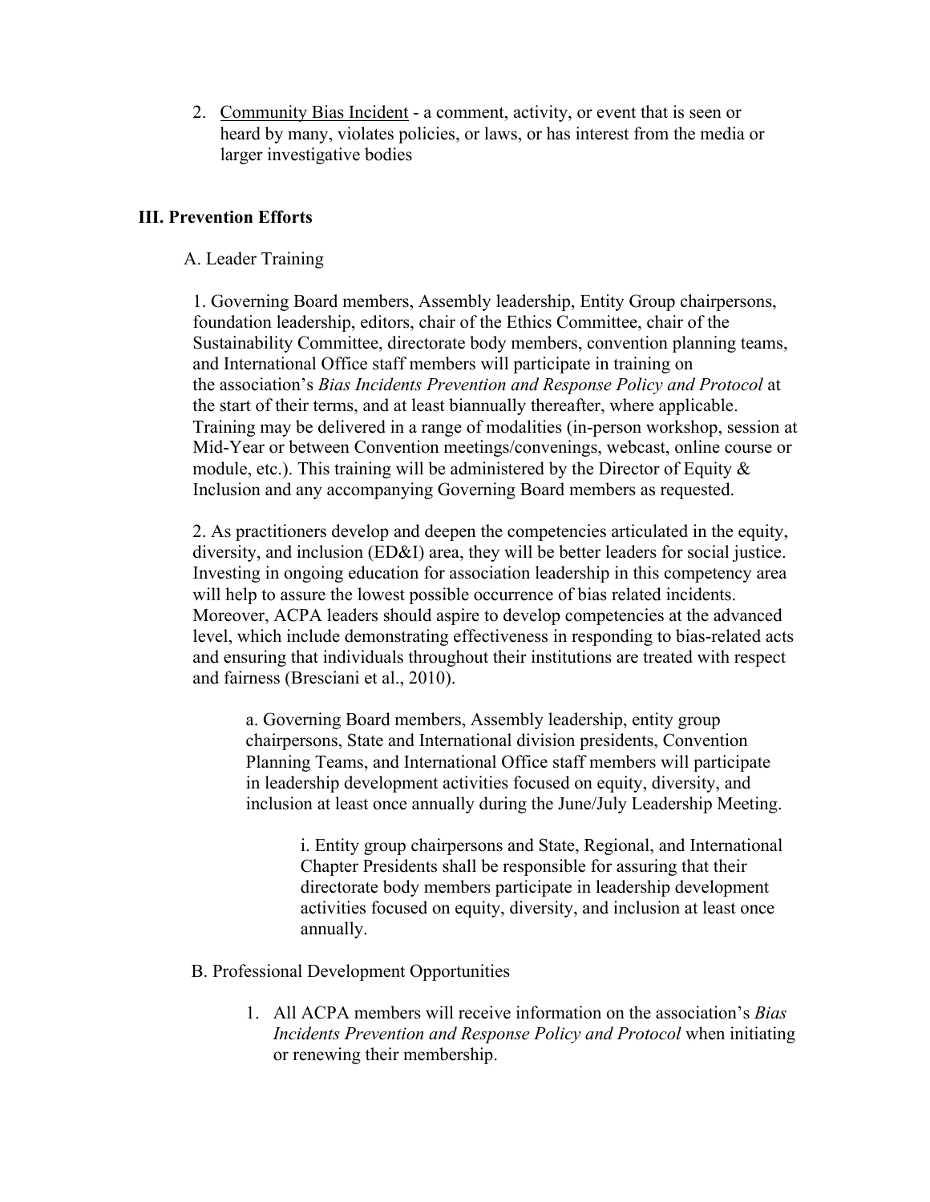2. <u>Community Bias Incident</u> - a comment, activity, or event that is seen or heard by many, violates policies, or laws, or has interest from the media or larger investigative bodies

## III. Prevention Efforts

A. Leader Training

1. Governing Board members, Assembly leadership, Entity Group chairpersons, foundation leadership, editors, chair of the Ethics Committee, chair of the Sustainability Committee, directorate body members, convention planning teams, and International Office staff members will participate in training on the association's *Bias Incidents Prevention and Response Policy and Protocol* at the start of their terms, and at least biannually thereafter, where applicable. Training may be delivered in a range of modalities (in-person workshop, session at Mid-Year or between Convention meetings/convenings, webcast, online course or module, etc.). This training will be administered by the Director of Equity & Inclusion and any accompanying Governing Board members as requested.

2. As practitioners develop and deepen the competencies articulated in the equity, diversity, and inclusion (ED&I) area, they will be better leaders for social justice. Investing in ongoing education for association leadership in this competency area will help to assure the lowest possible occurrence of bias related incidents. Moreover, ACPA leaders should aspire to develop competencies at the advanced level, which include demonstrating effectiveness in responding to bias-related acts and ensuring that individuals throughout their institutions are treated with respect and fairness (Bresciani et al., 2010).

a. Governing Board members, Assembly leadership, entity group chairpersons, State and International division presidents, Convention Planning Teams, and International Office staff members will participate in leadership development activities focused on equity, diversity, and inclusion at least once annually during the June/July Leadership Meeting.

i. Entity group chairpersons and State, Regional, and International Chapter Presidents shall be responsible for assuring that their directorate body members participate in leadership development activities focused on equity, diversity, and inclusion at least once annually.

B. Professional Development Opportunities

1. All ACPA members will receive information on the association's *Bias Incidents Prevention and Response Policy and Protocol* when initiating or renewing their membership.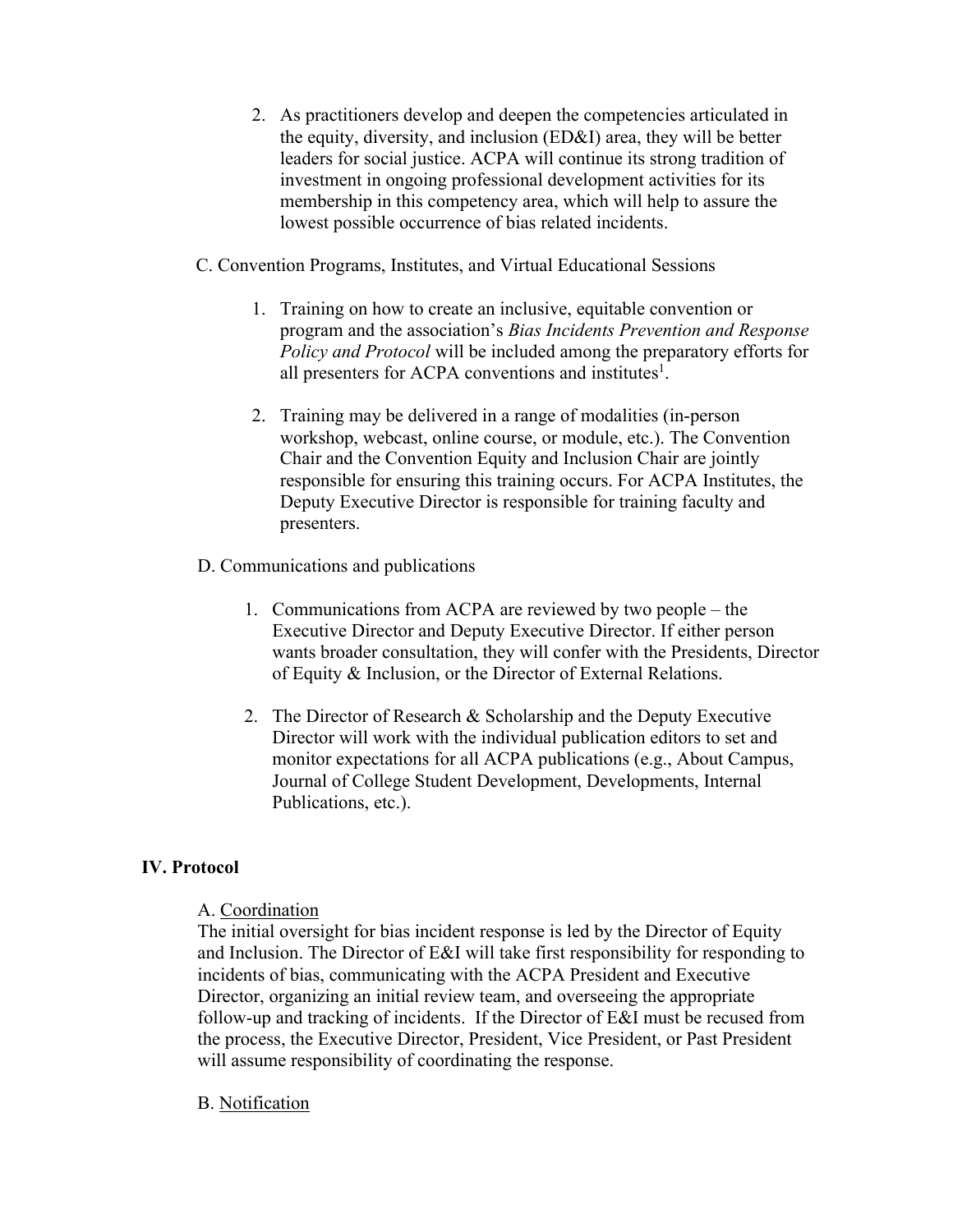2. As practitioners develop and deepen the competencies articulated in the equity, diversity, and inclusion (ED&I) area, they will be better leaders for social justice. ACPA will continue its strong tradition of investment in ongoing professional development activities for its membership in this competency area, which will help to assure the lowest possible occurrence of bias related incidents.

C. Convention Programs, Institutes, and Virtual Educational Sessions

1. Training on how to create an inclusive, equitable convention or program and the association's *Bias Incidents Prevention and Response Policy and Protocol* will be included among the preparatory efforts for all presenters for ACPA conventions and institutes[1].

2. Training may be delivered in a range of modalities (in-person workshop, webcast, online course, or module, etc.). The Convention Chair and the Convention Equity and Inclusion Chair are jointly responsible for ensuring this training occurs. For ACPA Institutes, the Deputy Executive Director is responsible for training faculty and presenters.

D. Communications and publications

1. Communications from ACPA are reviewed by two people – the Executive Director and Deputy Executive Director. If either person wants broader consultation, they will confer with the Presidents, Director of Equity & Inclusion, or the Director of External Relations.

2. The Director of Research & Scholarship and the Deputy Executive Director will work with the individual publication editors to set and monitor expectations for all ACPA publications (e.g., About Campus, Journal of College Student Development, Developments, Internal Publications, etc.).

## IV. Protocol

A. Coordination

The initial oversight for bias incident response is led by the Director of Equity and Inclusion. The Director of E&I will take first responsibility for responding to incidents of bias, communicating with the ACPA President and Executive Director, organizing an initial review team, and overseeing the appropriate follow-up and tracking of incidents. If the Director of E&I must be recused from the process, the Executive Director, President, Vice President, or Past President will assume responsibility of coordinating the response.

B. Notification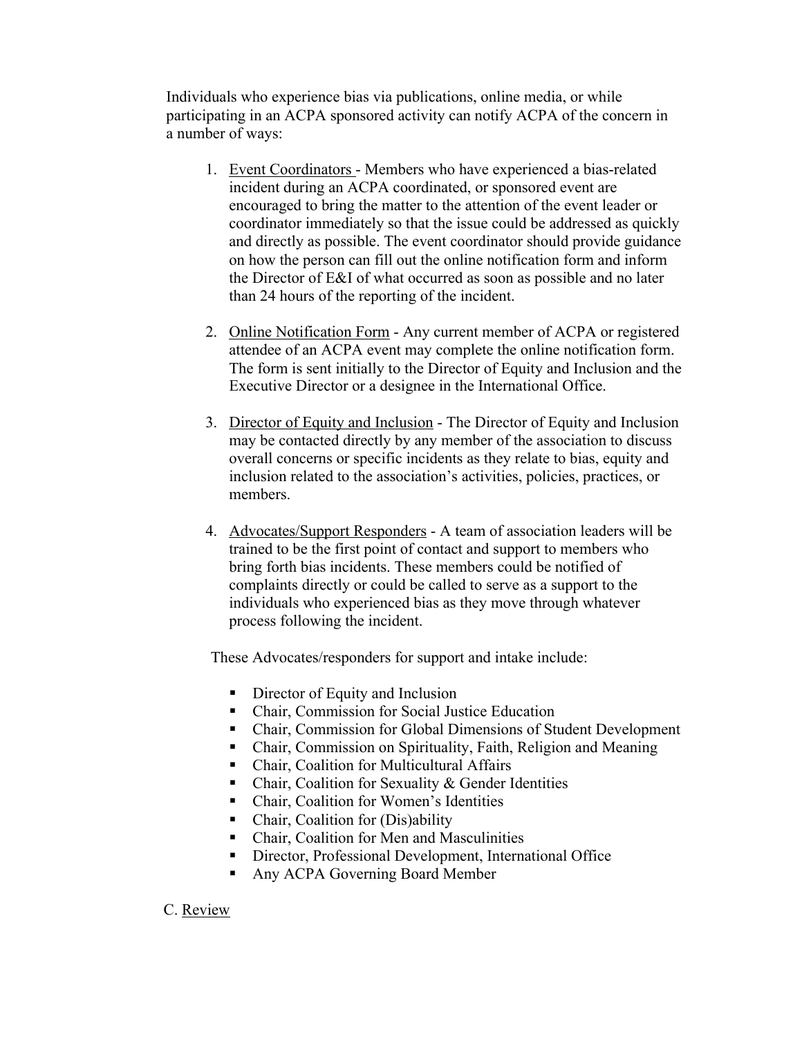Individuals who experience bias via publications, online media, or while participating in an ACPA sponsored activity can notify ACPA of the concern in a number of ways:

1. Event Coordinators - Members who have experienced a bias-related incident during an ACPA coordinated, or sponsored event are encouraged to bring the matter to the attention of the event leader or coordinator immediately so that the issue could be addressed as quickly and directly as possible. The event coordinator should provide guidance on how the person can fill out the online notification form and inform the Director of E&I of what occurred as soon as possible and no later than 24 hours of the reporting of the incident.

2. Online Notification Form - Any current member of ACPA or registered attendee of an ACPA event may complete the online notification form. The form is sent initially to the Director of Equity and Inclusion and the Executive Director or a designee in the International Office.

3. Director of Equity and Inclusion - The Director of Equity and Inclusion may be contacted directly by any member of the association to discuss overall concerns or specific incidents as they relate to bias, equity and inclusion related to the association's activities, policies, practices, or members.

4. Advocates/Support Responders - A team of association leaders will be trained to be the first point of contact and support to members who bring forth bias incidents. These members could be notified of complaints directly or could be called to serve as a support to the individuals who experienced bias as they move through whatever process following the incident.

These Advocates/responders for support and intake include:

- Director of Equity and Inclusion
- Chair, Commission for Social Justice Education
- Chair, Commission for Global Dimensions of Student Development
- Chair, Commission on Spirituality, Faith, Religion and Meaning
- Chair, Coalition for Multicultural Affairs
- Chair, Coalition for Sexuality & Gender Identities
- Chair, Coalition for Women's Identities
- Chair, Coalition for (Dis)ability
- Chair, Coalition for Men and Masculinities
- Director, Professional Development, International Office
- Any ACPA Governing Board Member

C. Review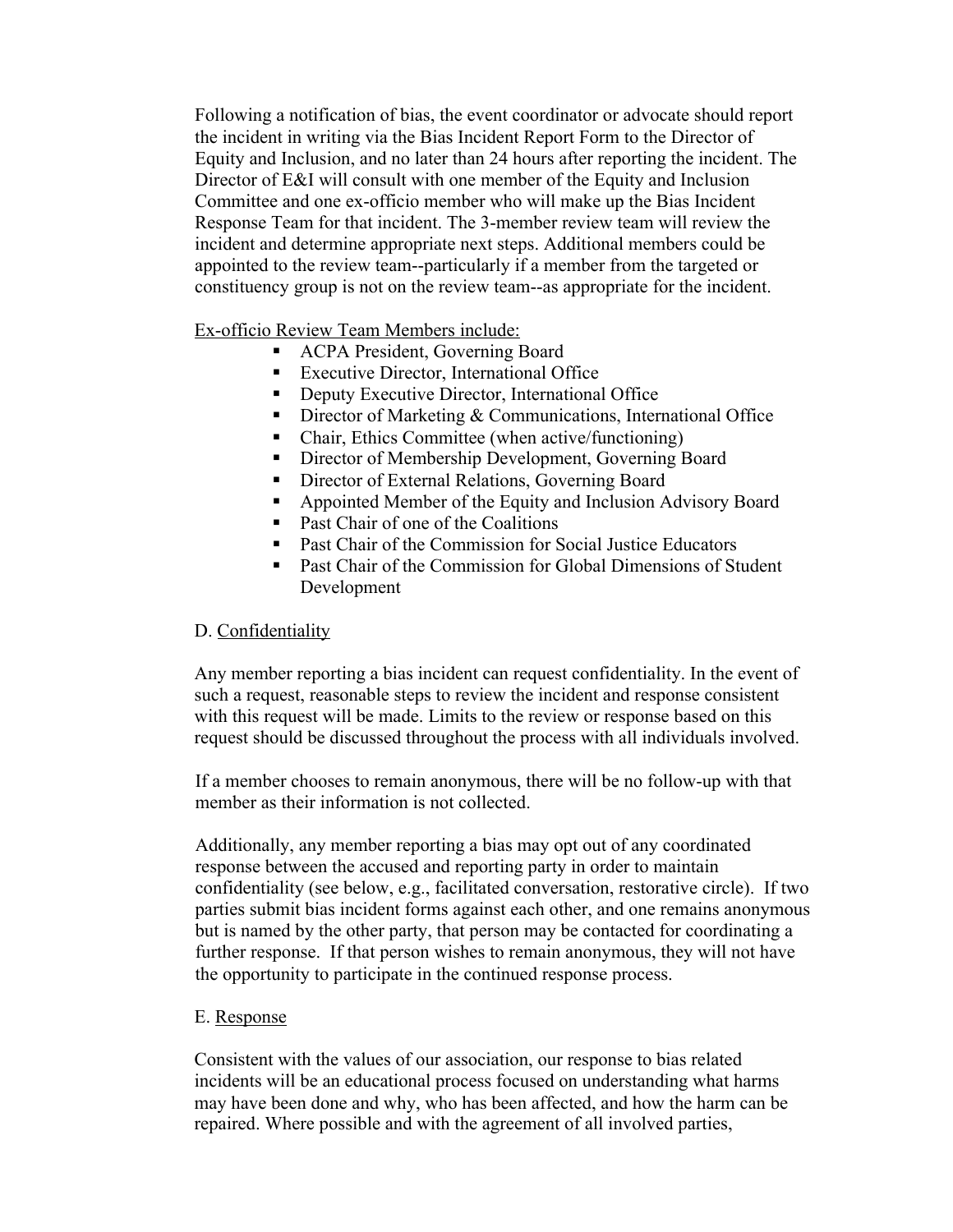Following a notification of bias, the event coordinator or advocate should report the incident in writing via the Bias Incident Report Form to the Director of Equity and Inclusion, and no later than 24 hours after reporting the incident. The Director of E&I will consult with one member of the Equity and Inclusion Committee and one ex-officio member who will make up the Bias Incident Response Team for that incident. The 3-member review team will review the incident and determine appropriate next steps. Additional members could be appointed to the review team--particularly if a member from the targeted or constituency group is not on the review team--as appropriate for the incident.

Ex-officio Review Team Members include:

- ACPA President, Governing Board
- Executive Director, International Office
- Deputy Executive Director, International Office
- Director of Marketing & Communications, International Office
- Chair, Ethics Committee (when active/functioning)
- Director of Membership Development, Governing Board
- Director of External Relations, Governing Board
- Appointed Member of the Equity and Inclusion Advisory Board
- Past Chair of one of the Coalitions
- Past Chair of the Commission for Social Justice Educators
- Past Chair of the Commission for Global Dimensions of Student Development

D. Confidentiality

Any member reporting a bias incident can request confidentiality. In the event of such a request, reasonable steps to review the incident and response consistent with this request will be made. Limits to the review or response based on this request should be discussed throughout the process with all individuals involved.

If a member chooses to remain anonymous, there will be no follow-up with that member as their information is not collected.

Additionally, any member reporting a bias may opt out of any coordinated response between the accused and reporting party in order to maintain confidentiality (see below, e.g., facilitated conversation, restorative circle). If two parties submit bias incident forms against each other, and one remains anonymous but is named by the other party, that person may be contacted for coordinating a further response. If that person wishes to remain anonymous, they will not have the opportunity to participate in the continued response process.

E. Response

Consistent with the values of our association, our response to bias related incidents will be an educational process focused on understanding what harms may have been done and why, who has been affected, and how the harm can be repaired. Where possible and with the agreement of all involved parties,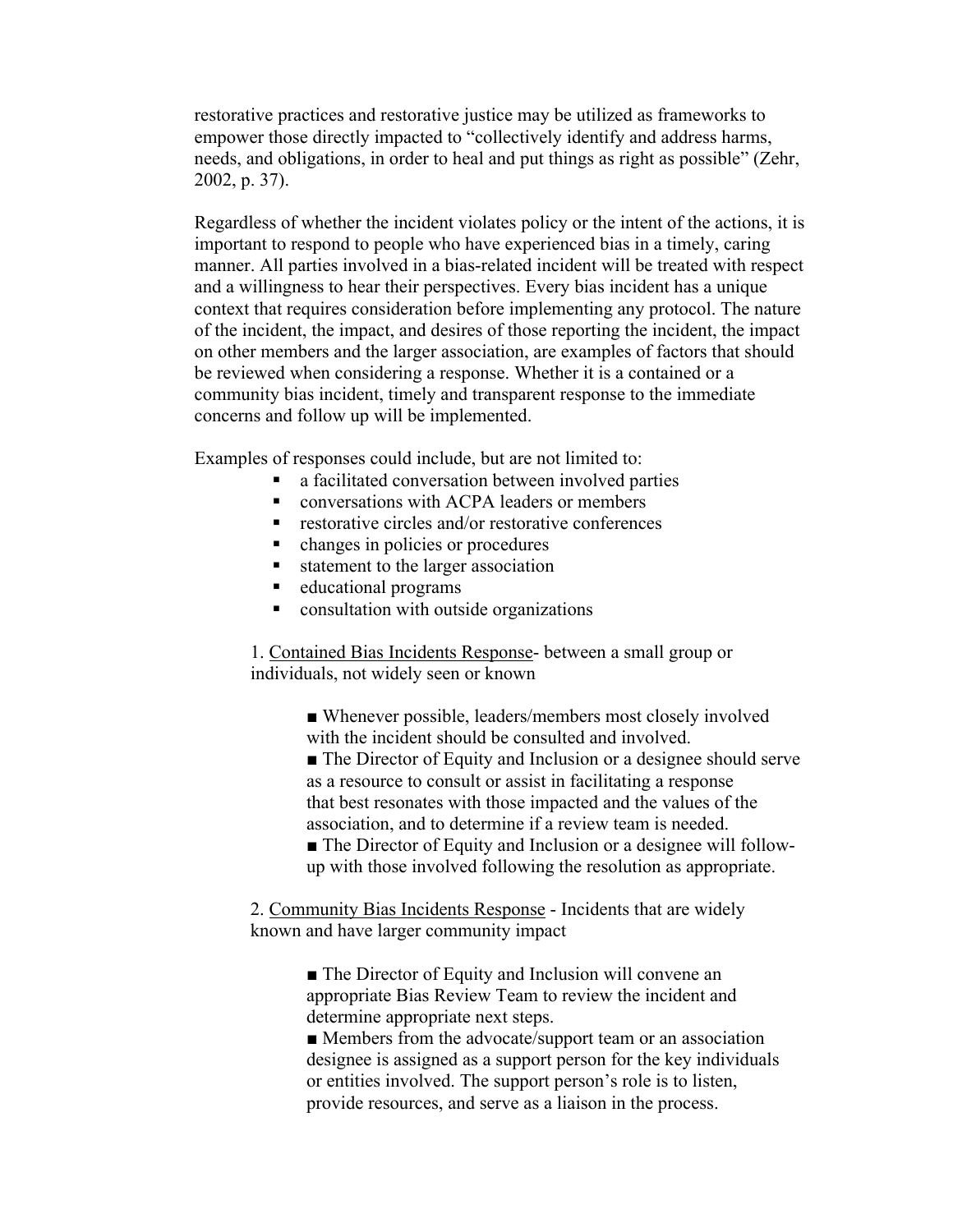restorative practices and restorative justice may be utilized as frameworks to empower those directly impacted to "collectively identify and address harms, needs, and obligations, in order to heal and put things as right as possible" (Zehr, 2002, p. 37).

Regardless of whether the incident violates policy or the intent of the actions, it is important to respond to people who have experienced bias in a timely, caring manner. All parties involved in a bias-related incident will be treated with respect and a willingness to hear their perspectives. Every bias incident has a unique context that requires consideration before implementing any protocol. The nature of the incident, the impact, and desires of those reporting the incident, the impact on other members and the larger association, are examples of factors that should be reviewed when considering a response. Whether it is a contained or a community bias incident, timely and transparent response to the immediate concerns and follow up will be implemented.

Examples of responses could include, but are not limited to:

- a facilitated conversation between involved parties
- conversations with ACPA leaders or members
- restorative circles and/or restorative conferences
- changes in policies or procedures
- statement to the larger association
- educational programs
- consultation with outside organizations

1. <u>Contained Bias Incidents Response</u>- between a small group or individuals, not widely seen or known

   - Whenever possible, leaders/members most closely involved with the incident should be consulted and involved.
   - The Director of Equity and Inclusion or a designee should serve as a resource to consult or assist in facilitating a response that best resonates with those impacted and the values of the association, and to determine if a review team is needed.
   - The Director of Equity and Inclusion or a designee will follow-up with those involved following the resolution as appropriate.

2. <u>Community Bias Incidents Response</u> - Incidents that are widely known and have larger community impact

   - The Director of Equity and Inclusion will convene an appropriate Bias Review Team to review the incident and determine appropriate next steps.
   - Members from the advocate/support team or an association designee is assigned as a support person for the key individuals or entities involved. The support person's role is to listen, provide resources, and serve as a liaison in the process.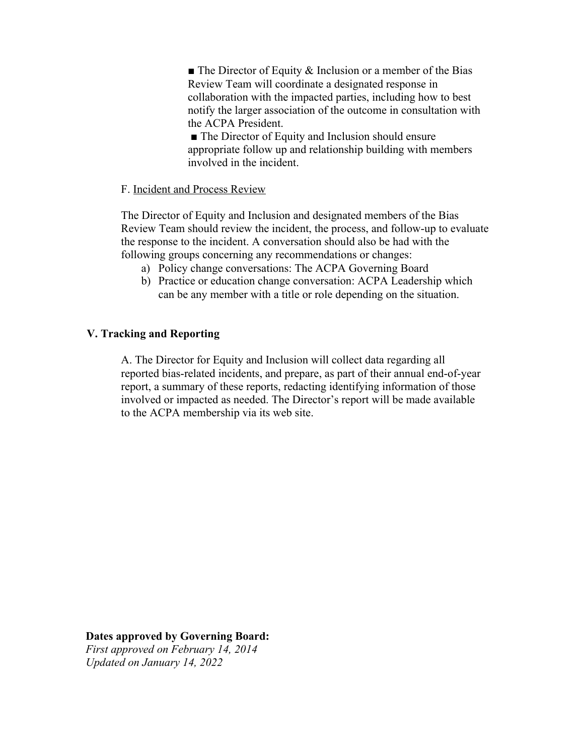- ■ The Director of Equity & Inclusion or a member of the Bias Review Team will coordinate a designated response in collaboration with the impacted parties, including how to best notify the larger association of the outcome in consultation with the ACPA President.
- ■ The Director of Equity and Inclusion should ensure appropriate follow up and relationship building with members involved in the incident.

F. Incident and Process Review

The Director of Equity and Inclusion and designated members of the Bias Review Team should review the incident, the process, and follow-up to evaluate the response to the incident. A conversation should also be had with the following groups concerning any recommendations or changes:

a) Policy change conversations: The ACPA Governing Board
b) Practice or education change conversation: ACPA Leadership which can be any member with a title or role depending on the situation.

## V. Tracking and Reporting

A. The Director for Equity and Inclusion will collect data regarding all reported bias-related incidents, and prepare, as part of their annual end-of-year report, a summary of these reports, redacting identifying information of those involved or impacted as needed. The Director's report will be made available to the ACPA membership via its web site.

**Dates approved by Governing Board:**
*First approved on February 14, 2014*
*Updated on January 14, 2022*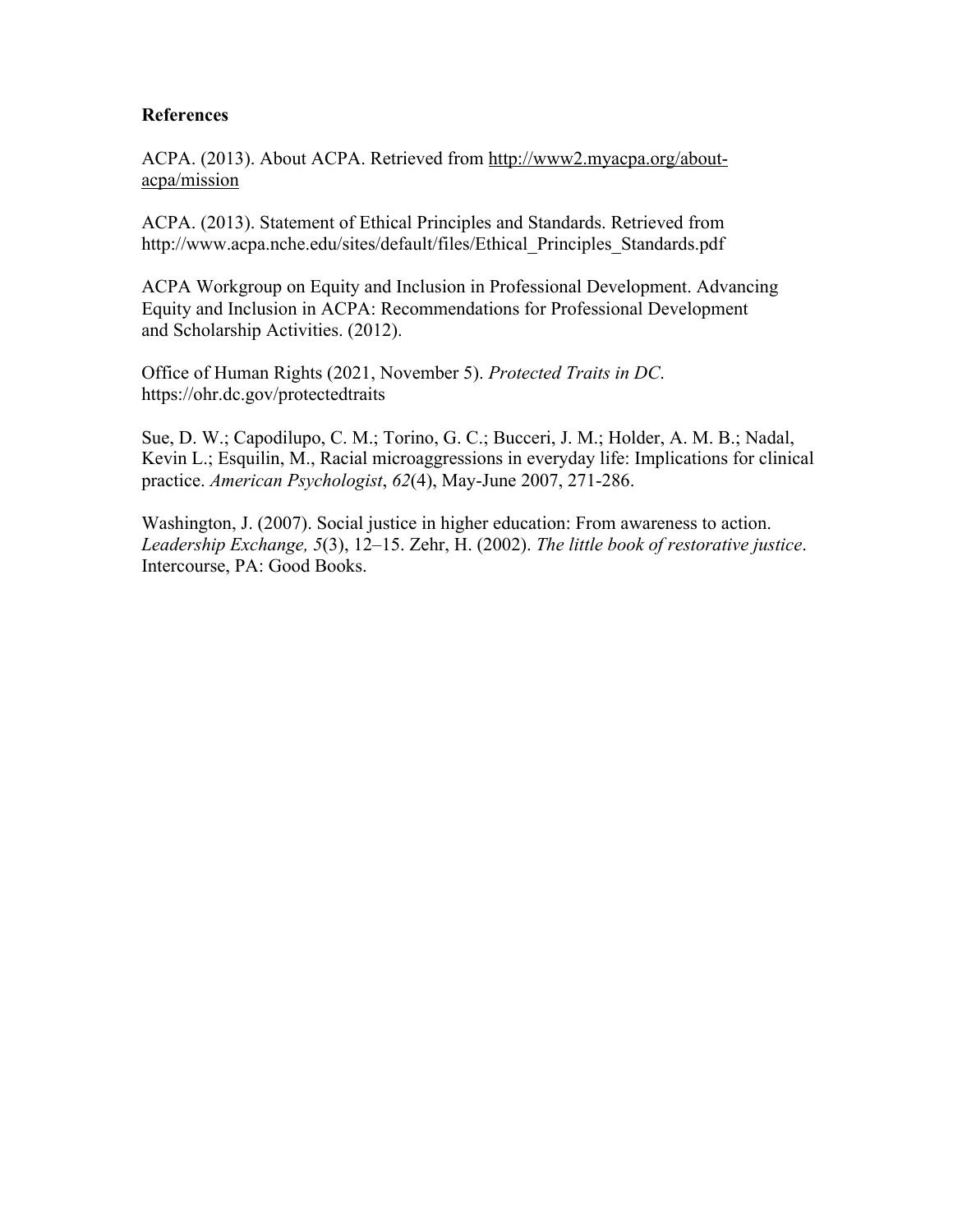**References**

ACPA. (2013). About ACPA. Retrieved from http://www2.myacpa.org/about-acpa/mission

ACPA. (2013). Statement of Ethical Principles and Standards. Retrieved from http://www.acpa.nche.edu/sites/default/files/Ethical_Principles_Standards.pdf

ACPA Workgroup on Equity and Inclusion in Professional Development. Advancing Equity and Inclusion in ACPA: Recommendations for Professional Development and Scholarship Activities. (2012).

Office of Human Rights (2021, November 5). *Protected Traits in DC*. https://ohr.dc.gov/protectedtraits

Sue, D. W.; Capodilupo, C. M.; Torino, G. C.; Bucceri, J. M.; Holder, A. M. B.; Nadal, Kevin L.; Esquilin, M., Racial microaggressions in everyday life: Implications for clinical practice. *American Psychologist*, *62*(4), May-June 2007, 271-286.

Washington, J. (2007). Social justice in higher education: From awareness to action. *Leadership Exchange, 5*(3), 12–15. Zehr, H. (2002). *The little book of restorative justice*. Intercourse, PA: Good Books.